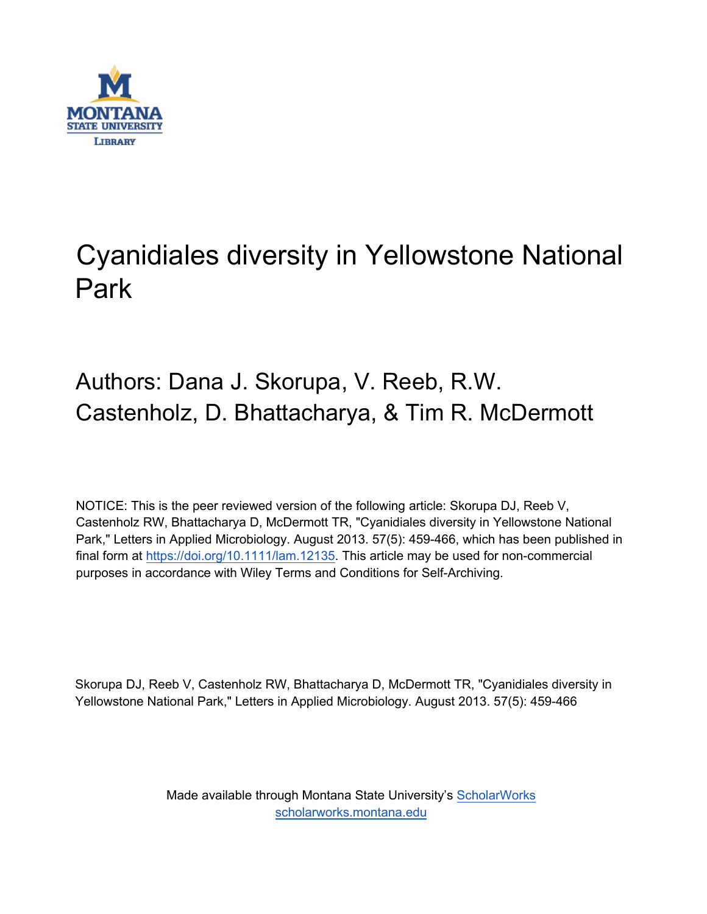MONTANA STATE UNIVERSITY LIBRARY

# Cyanidiales diversity in Yellowstone National Park

## Authors: Dana J. Skorupa, V. Reeb, R.W. Castenholz, D. Bhattacharya, & Tim R. McDermott

NOTICE: This is the peer reviewed version of the following article: Skorupa DJ, Reeb V, Castenholz RW, Bhattacharya D, McDermott TR, "Cyanidiales diversity in Yellowstone National Park," Letters in Applied Microbiology. August 2013. 57(5): 459-466, which has been published in final form at [https://doi.org/10.1111/lam.12135](https://doi.org/10.1111/lam.12135). This article may be used for non-commercial purposes in accordance with Wiley Terms and Conditions for Self-Archiving.

Skorupa DJ, Reeb V, Castenholz RW, Bhattacharya D, McDermott TR, "Cyanidiales diversity in Yellowstone National Park," Letters in Applied Microbiology. August 2013. 57(5): 459-466

Made available through Montana State University's [ScholarWorks](https://scholarworks.montana.edu)
[scholarworks.montana.edu](https://scholarworks.montana.edu)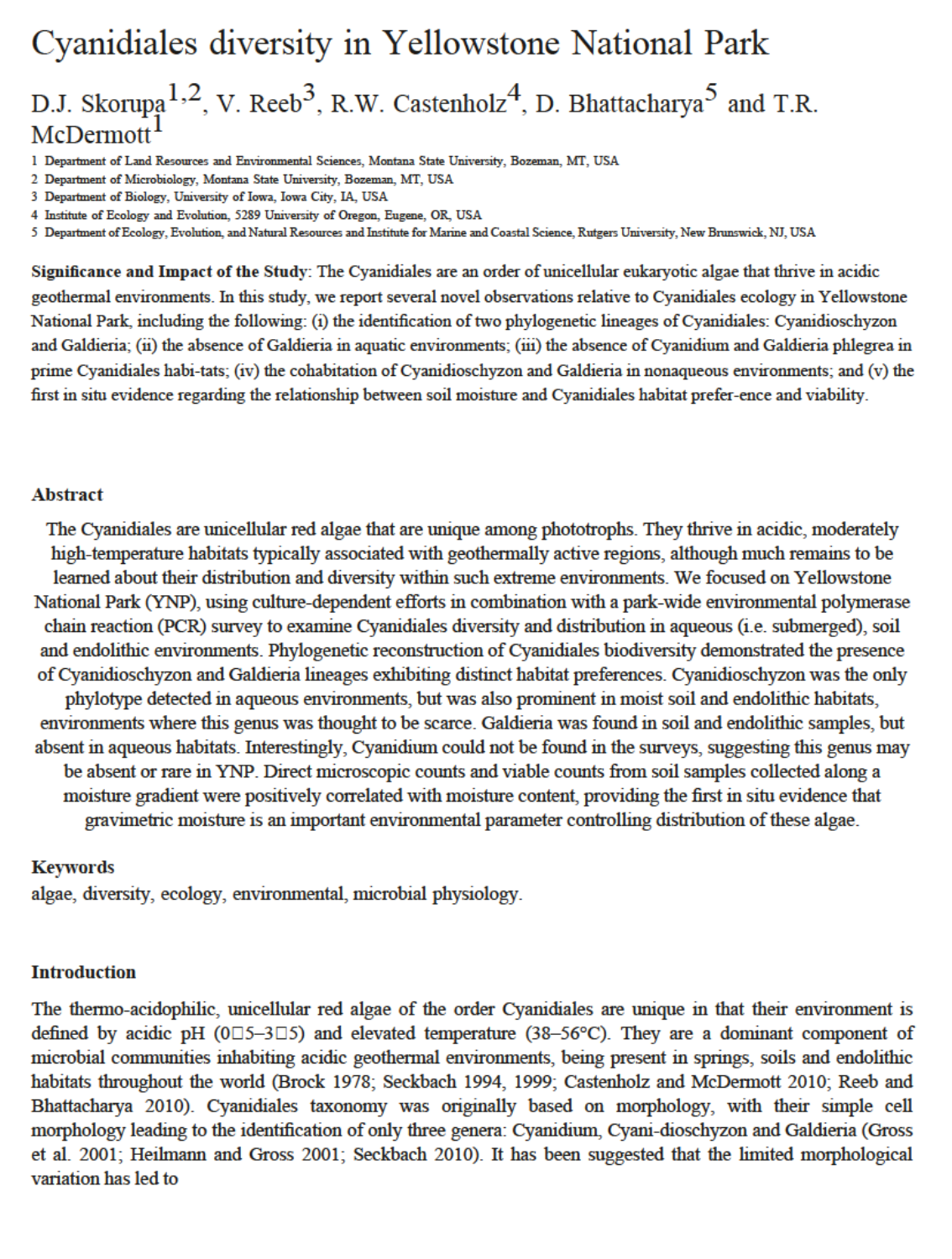# Cyanidiales diversity in Yellowstone National Park

D.J. Skorupa[1,2], V. Reeb[3], R.W. Castenholz[4], D. Bhattacharya[5] and T.R. McDermott[1]

1 Department of Land Resources and Environmental Sciences, Montana State University, Bozeman, MT, USA
2 Department of Microbiology, Montana State University, Bozeman, MT, USA
3 Department of Biology, University of Iowa, Iowa City, IA, USA
4 Institute of Ecology and Evolution, 5289 University of Oregon, Eugene, OR, USA
5 Department of Ecology, Evolution, and Natural Resources and Institute for Marine and Coastal Science, Rutgers University, New Brunswick, NJ, USA

**Significance and Impact of the Study**: The Cyanidiales are an order of unicellular eukaryotic algae that thrive in acidic geothermal environments. In this study, we report several novel observations relative to Cyanidiales ecology in Yellowstone National Park, including the following: (i) the identification of two phylogenetic lineages of Cyanidiales: Cyanidioschyzon and Galdieria; (ii) the absence of Galdieria in aquatic environments; (iii) the absence of Cyanidium and Galdieria phlegrea in prime Cyanidiales habi-tats; (iv) the cohabitation of Cyanidioschyzon and Galdieria in nonaqueous environments; and (v) the first in situ evidence regarding the relationship between soil moisture and Cyanidiales habitat prefer-ence and viability.

## Abstract

The Cyanidiales are unicellular red algae that are unique among phototrophs. They thrive in acidic, moderately high-temperature habitats typically associated with geothermally active regions, although much remains to be learned about their distribution and diversity within such extreme environments. We focused on Yellowstone National Park (YNP), using culture-dependent efforts in combination with a park-wide environmental polymerase chain reaction (PCR) survey to examine Cyanidiales diversity and distribution in aqueous (i.e. submerged), soil and endolithic environments. Phylogenetic reconstruction of Cyanidiales biodiversity demonstrated the presence of Cyanidioschyzon and Galdieria lineages exhibiting distinct habitat preferences. Cyanidioschyzon was the only phylotype detected in aqueous environments, but was also prominent in moist soil and endolithic habitats, environments where this genus was thought to be scarce. Galdieria was found in soil and endolithic samples, but absent in aqueous habitats. Interestingly, Cyanidium could not be found in the surveys, suggesting this genus may be absent or rare in YNP. Direct microscopic counts and viable counts from soil samples collected along a moisture gradient were positively correlated with moisture content, providing the first in situ evidence that gravimetric moisture is an important environmental parameter controlling distribution of these algae.

## Keywords

algae, diversity, ecology, environmental, microbial physiology.

## Introduction

The thermo-acidophilic, unicellular red algae of the order Cyanidiales are unique in that their environment is defined by acidic pH (0□5–3□5) and elevated temperature (38–56°C). They are a dominant component of microbial communities inhabiting acidic geothermal environments, being present in springs, soils and endolithic habitats throughout the world (Brock 1978; Seckbach 1994, 1999; Castenholz and McDermott 2010; Reeb and Bhattacharya 2010). Cyanidiales taxonomy was originally based on morphology, with their simple cell morphology leading to the identification of only three genera: Cyanidium, Cyani-dioschyzon and Galdieria (Gross et al. 2001; Heilmann and Gross 2001; Seckbach 2010). It has been suggested that the limited morphological variation has led to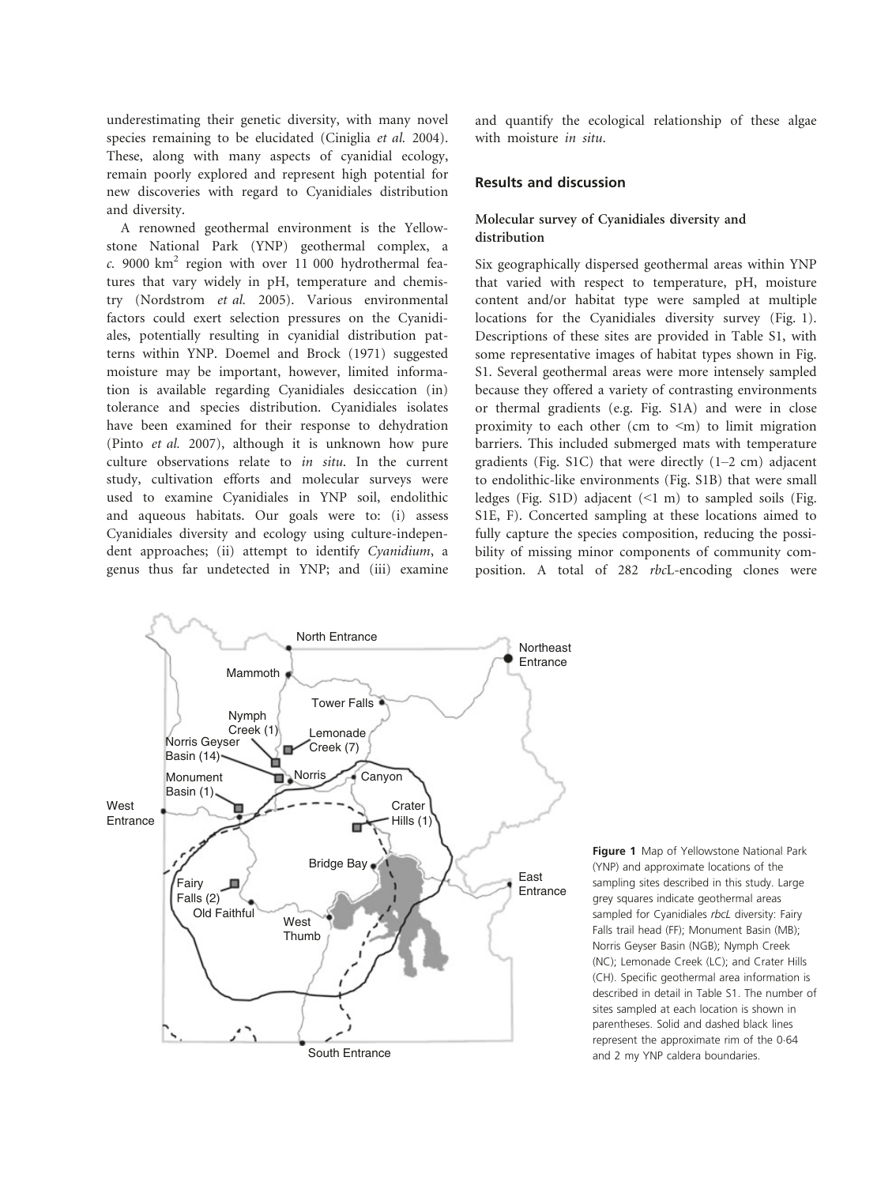underestimating their genetic diversity, with many novel species remaining to be elucidated (Ciniglia *et al.* 2004). These, along with many aspects of cyanidial ecology, remain poorly explored and represent high potential for new discoveries with regard to Cyanidiales distribution and diversity.

A renowned geothermal environment is the Yellowstone National Park (YNP) geothermal complex, a *c.* 9000 $km^2$ region with over 11 000 hydrothermal features that vary widely in pH, temperature and chemistry (Nordstrom *et al.* 2005). Various environmental factors could exert selection pressures on the Cyanidiales, potentially resulting in cyanidial distribution patterns within YNP. Doemel and Brock (1971) suggested moisture may be important, however, limited information is available regarding Cyanidiales desiccation (in) tolerance and species distribution. Cyanidiales isolates have been examined for their response to dehydration (Pinto *et al.* 2007), although it is unknown how pure culture observations relate to *in situ*. In the current study, cultivation efforts and molecular surveys were used to examine Cyanidiales in YNP soil, endolithic and aqueous habitats. Our goals were to: (i) assess Cyanidiales diversity and ecology using culture-independent approaches; (ii) attempt to identify *Cyanidium*, a genus thus far undetected in YNP; and (iii) examine and quantify the ecological relationship of these algae with moisture *in situ*.

## Results and discussion

### Molecular survey of Cyanidiales diversity and distribution

Six geographically dispersed geothermal areas within YNP that varied with respect to temperature, pH, moisture content and/or habitat type were sampled at multiple locations for the Cyanidiales diversity survey (Fig. 1). Descriptions of these sites are provided in Table S1, with some representative images of habitat types shown in Fig. S1. Several geothermal areas were more intensely sampled because they offered a variety of contrasting environments or thermal gradients (e.g. Fig. S1A) and were in close proximity to each other (cm to <m) to limit migration barriers. This included submerged mats with temperature gradients (Fig. S1C) that were directly (1–2 cm) adjacent to endolithic-like environments (Fig. S1B) that were small ledges (Fig. S1D) adjacent (<1 m) to sampled soils (Fig. S1E, F). Concerted sampling at these locations aimed to fully capture the species composition, reducing the possibility of missing minor components of community composition. A total of 282 *rbc*L-encoding clones were

**Figure 1** Map of Yellowstone National Park (YNP) and approximate locations of the sampling sites described in this study. Large grey squares indicate geothermal areas sampled for Cyanidiales *rbcL* diversity: Fairy Falls trail head (FF); Monument Basin (MB); Norris Geyser Basin (NGB); Nymph Creek (NC); Lemonade Creek (LC); and Crater Hills (CH). Specific geothermal area information is described in detail in Table S1. The number of sites sampled at each location is shown in parentheses. Solid and dashed black lines represent the approximate rim of the 0·64 and 2 my YNP caldera boundaries.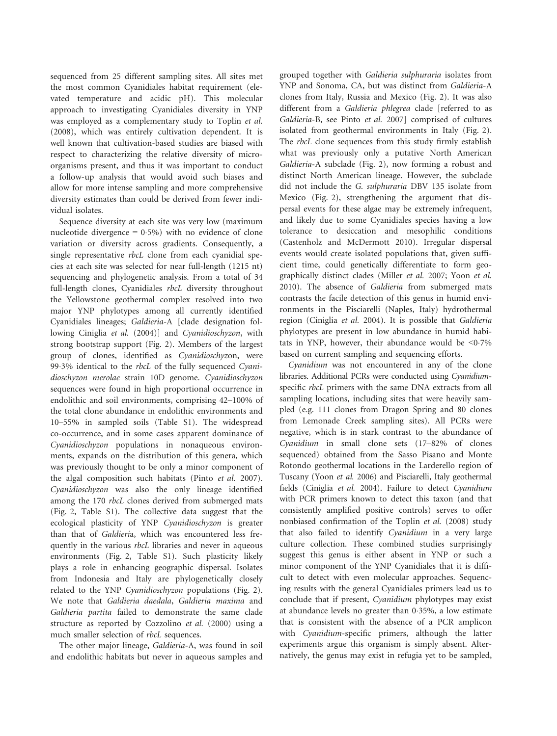sequenced from 25 different sampling sites. All sites met the most common Cyanidiales habitat requirement (elevated temperature and acidic pH). This molecular approach to investigating Cyanidiales diversity in YNP was employed as a complementary study to Toplin *et al.* (2008), which was entirely cultivation dependent. It is well known that cultivation-based studies are biased with respect to characterizing the relative diversity of microorganisms present, and thus it was important to conduct a follow-up analysis that would avoid such biases and allow for more intense sampling and more comprehensive diversity estimates than could be derived from fewer individual isolates.

Sequence diversity at each site was very low (maximum nucleotide divergence = 0·5%) with no evidence of clone variation or diversity across gradients. Consequently, a single representative *rbcL* clone from each cyanidial species at each site was selected for near full-length (1215 nt) sequencing and phylogenetic analysis. From a total of 34 full-length clones, Cyanidiales *rbcL* diversity throughout the Yellowstone geothermal complex resolved into two major YNP phylotypes among all currently identified Cyanidiales lineages; *Galdieria*-A [clade designation following Ciniglia *et al.* (2004)] and *Cyanidioschyzon*, with strong bootstrap support (Fig. 2). Members of the largest group of clones, identified as *Cyanidioschyzo*n, were 99·3% identical to the *rbcL* of the fully sequenced *Cyanidioschyzon merolae* strain 10D genome. *Cyanidioschyzon* sequences were found in high proportional occurrence in endolithic and soil environments, comprising 42–100% of the total clone abundance in endolithic environments and 10–55% in sampled soils (Table S1). The widespread co-occurrence, and in some cases apparent dominance of *Cyanidioschyzon* populations in nonaqueous environments, expands on the distribution of this genera, which was previously thought to be only a minor component of the algal composition such habitats (Pinto *et al.* 2007). *Cyanidioschyzon* was also the only lineage identified among the 170 *rbcL* clones derived from submerged mats (Fig. 2, Table S1). The collective data suggest that the ecological plasticity of YNP *Cyanidioschyzon* is greater than that of *Galdieri*a, which was encountered less frequently in the various *rbcL* libraries and never in aqueous environments (Fig. 2, Table S1). Such plasticity likely plays a role in enhancing geographic dispersal. Isolates from Indonesia and Italy are phylogenetically closely related to the YNP *Cyanidioschyzon* populations (Fig. 2). We note that *Galdieria daedala*, *Galdieria maxima* and *Galdieria partita* failed to demonstrate the same clade structure as reported by Cozzolino *et al.* (2000) using a much smaller selection of *rbcL* sequences.

The other major lineage, *Galdieria*-A, was found in soil and endolithic habitats but never in aqueous samples and grouped together with *Galdieria sulphuraria* isolates from YNP and Sonoma, CA, but was distinct from *Galdieria*-A clones from Italy, Russia and Mexico (Fig. 2). It was also different from a *Galdieria phlegrea* clade [referred to as *Galdieria*-B, see Pinto *et al.* 2007] comprised of cultures isolated from geothermal environments in Italy (Fig. 2). The *rbcL* clone sequences from this study firmly establish what was previously only a putative North American *Galdieria*-A subclade (Fig. 2), now forming a robust and distinct North American lineage. However, the subclade did not include the *G. sulphuraria* DBV 135 isolate from Mexico (Fig. 2), strengthening the argument that dispersal events for these algae may be extremely infrequent, and likely due to some Cyanidiales species having a low tolerance to desiccation and mesophilic conditions (Castenholz and McDermott 2010). Irregular dispersal events would create isolated populations that, given sufficient time, could genetically differentiate to form geographically distinct clades (Miller *et al.* 2007; Yoon *et al.* 2010). The absence of *Galdieria* from submerged mats contrasts the facile detection of this genus in humid environments in the Pisciarelli (Naples, Italy) hydrothermal region (Ciniglia *et al.* 2004). It is possible that *Galdieria* phylotypes are present in low abundance in humid habitats in YNP, however, their abundance would be <0·7% based on current sampling and sequencing efforts.

*Cyanidium* was not encountered in any of the clone libraries. Additional PCRs were conducted using *Cyanidium*-specific *rbcL* primers with the same DNA extracts from all sampling locations, including sites that were heavily sampled (e.g. 111 clones from Dragon Spring and 80 clones from Lemonade Creek sampling sites). All PCRs were negative, which is in stark contrast to the abundance of *Cyanidium* in small clone sets (17–82% of clones sequenced) obtained from the Sasso Pisano and Monte Rotondo geothermal locations in the Larderello region of Tuscany (Yoon *et al.* 2006) and Pisciarelli, Italy geothermal fields (Ciniglia *et al.* 2004). Failure to detect *Cyanidium* with PCR primers known to detect this taxon (and that consistently amplified positive controls) serves to offer nonbiased confirmation of the Toplin *et al.* (2008) study that also failed to identify *Cyanidium* in a very large culture collection. These combined studies surprisingly suggest this genus is either absent in YNP or such a minor component of the YNP Cyanidiales that it is difficult to detect with even molecular approaches. Sequencing results with the general Cyanidiales primers lead us to conclude that if present, *Cyanidium* phylotypes may exist at abundance levels no greater than 0·35%, a low estimate that is consistent with the absence of a PCR amplicon with *Cyanidium*-specific primers, although the latter experiments argue this organism is simply absent. Alternatively, the genus may exist in refugia yet to be sampled,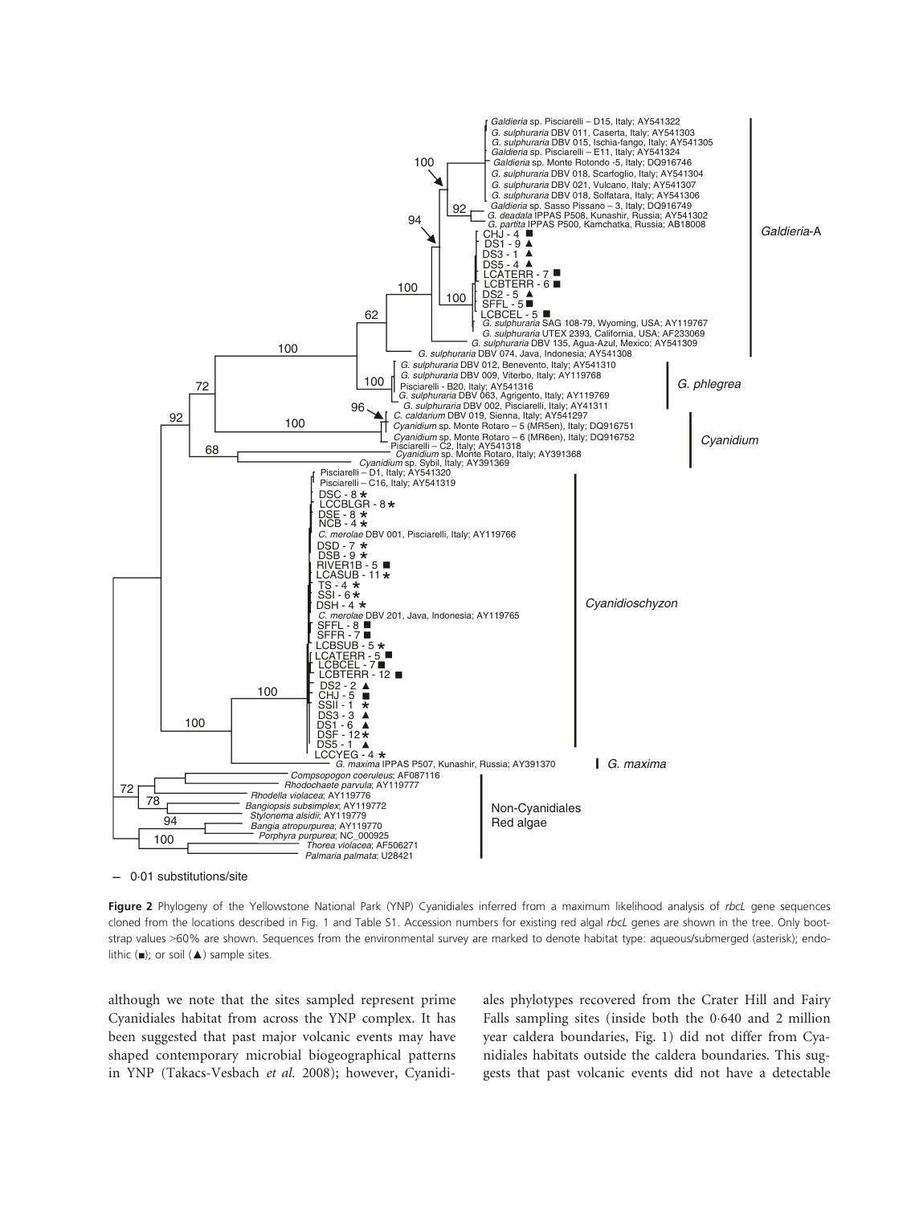Figure 2 Phylogeny of the Yellowstone National Park (YNP) Cyanidiales inferred from a maximum likelihood analysis of *rbcL* gene sequences cloned from the locations described in Fig. 1 and Table S1. Accession numbers for existing red algal *rbcL* genes are shown in the tree. Only bootstrap values >60% are shown. Sequences from the environmental survey are marked to denote habitat type: aqueous/submerged (asterisk); endolithic (■); or soil (▲) sample sites.

although we note that the sites sampled represent prime Cyanidiales habitat from across the YNP complex. It has been suggested that past major volcanic events may have shaped contemporary microbial biogeographical patterns in YNP (Takacs-Vesbach *et al.* 2008); however, Cyanidiales phylotypes recovered from the Crater Hill and Fairy Falls sampling sites (inside both the 0·640 and 2 million year caldera boundaries, Fig. 1) did not differ from Cyanidiales habitats outside the caldera boundaries. This suggests that past volcanic events did not have a detectable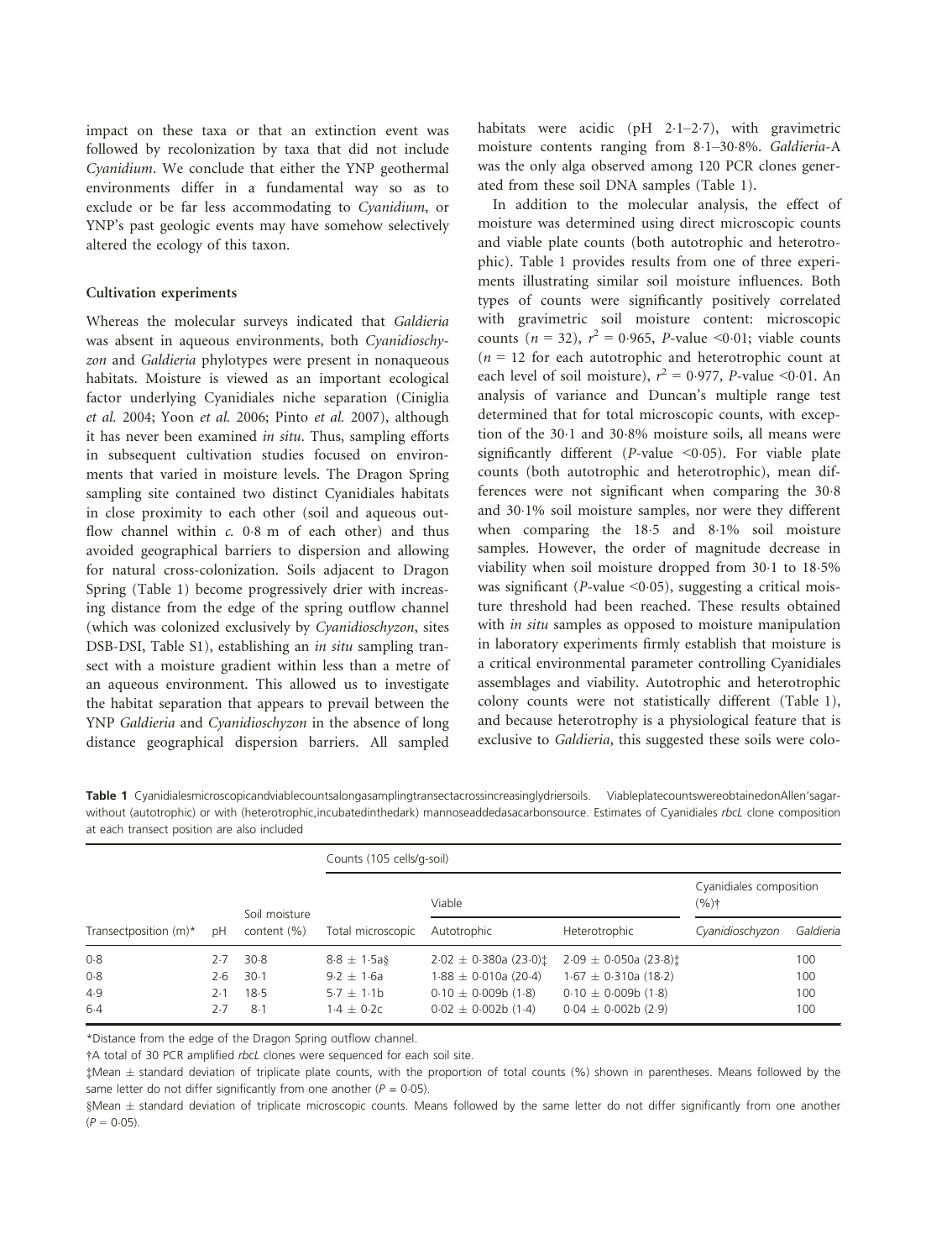impact on these taxa or that an extinction event was followed by recolonization by taxa that did not include *Cyanidium*. We conclude that either the YNP geothermal environments differ in a fundamental way so as to exclude or be far less accommodating to *Cyanidium*, or YNP's past geologic events may have somehow selectively altered the ecology of this taxon.

### Cultivation experiments

Whereas the molecular surveys indicated that *Galdieria* was absent in aqueous environments, both *Cyanidioschyzon* and *Galdieria* phylotypes were present in nonaqueous habitats. Moisture is viewed as an important ecological factor underlying Cyanidiales niche separation (Ciniglia *et al.* 2004; Yoon *et al.* 2006; Pinto *et al.* 2007), although it has never been examined *in situ*. Thus, sampling efforts in subsequent cultivation studies focused on environments that varied in moisture levels. The Dragon Spring sampling site contained two distinct Cyanidiales habitats in close proximity to each other (soil and aqueous outflow channel within *c.* 0·8 m of each other) and thus avoided geographical barriers to dispersion and allowing for natural cross-colonization. Soils adjacent to Dragon Spring (Table 1) become progressively drier with increasing distance from the edge of the spring outflow channel (which was colonized exclusively by *Cyanidioschyzon*, sites DSB-DSI, Table S1), establishing an *in situ* sampling transect with a moisture gradient within less than a metre of an aqueous environment. This allowed us to investigate the habitat separation that appears to prevail between the YNP *Galdieria* and *Cyanidioschyzon* in the absence of long distance geographical dispersion barriers. All sampled habitats were acidic (pH 2·1–2·7), with gravimetric moisture contents ranging from 8·1–30·8%. *Galdieria*-A was the only alga observed among 120 PCR clones generated from these soil DNA samples (Table 1).

In addition to the molecular analysis, the effect of moisture was determined using direct microscopic counts and viable plate counts (both autotrophic and heterotrophic). Table 1 provides results from one of three experiments illustrating similar soil moisture influences. Both types of counts were significantly positively correlated with gravimetric soil moisture content: microscopic counts ($n = 32$), $r^2 = 0.965$, $P$-value $<0.01$; viable counts ($n = 12$ for each autotrophic and heterotrophic count at each level of soil moisture), $r^2 = 0.977$, $P$-value $<0.01$. An analysis of variance and Duncan's multiple range test determined that for total microscopic counts, with exception of the 30·1 and 30·8% moisture soils, all means were significantly different ($P$-value $<0.05$). For viable plate counts (both autotrophic and heterotrophic), mean differences were not significant when comparing the 30·8 and 30·1% soil moisture samples, nor were they different when comparing the 18·5 and 8·1% soil moisture samples. However, the order of magnitude decrease in viability when soil moisture dropped from 30·1 to 18·5% was significant ($P$-value $<0.05$), suggesting a critical moisture threshold had been reached. These results obtained with *in situ* samples as opposed to moisture manipulation in laboratory experiments firmly establish that moisture is a critical environmental parameter controlling Cyanidiales assemblages and viability. Autotrophic and heterotrophic colony counts were not statistically different (Table 1), and because heterotrophy is a physiological feature that is exclusive to *Galdieria*, this suggested these soils were colo-

**Table 1** Cyanidiales microscopic and viable counts along a sampling transect across increasingly drier soils. Viable plate counts were obtained on Allen's agar without (autotrophic) or with (heterotrophic, incubated in the dark) mannose added as a carbon source. Estimates of Cyanidiales *rbcL* clone composition at each transect position are also included

| Transect position (m)* | pH | Soil moisture content (%) | Counts ($10^5$ cells/g-soil) | | | Cyanidiales composition (%)† | |
|---|---|---|---|---|---|---|---|
| | | | Total microscopic | Viable | | | |
| | | | | Autotrophic | Heterotrophic | *Cyanidioschyzon* | *Galdieria* |
| 0·8 | 2·7 | 30·8 | 8·8 ± 1·5a§ | 2·02 ± 0·380a (23·0)‡ | 2·09 ± 0·050a (23·8)‡ | | 100 |
| 0·8 | 2·6 | 30·1 | 9·2 ± 1·6a | 1·88 ± 0·010a (20·4) | 1·67 ± 0·310a (18·2) | | 100 |
| 4·9 | 2·1 | 18·5 | 5·7 ± 1·1b | 0·10 ± 0·009b (1·8) | 0·10 ± 0·009b (1·8) | | 100 |
| 6·4 | 2·7 | 8·1 | 1·4 ± 0·2c | 0·02 ± 0·002b (1·4) | 0·04 ± 0·002b (2·9) | | 100 |

*Distance from the edge of the Dragon Spring outflow channel.

†A total of 30 PCR amplified *rbcL* clones were sequenced for each soil site.

‡Mean ± standard deviation of triplicate plate counts, with the proportion of total counts (%) shown in parentheses. Means followed by the same letter do not differ significantly from one another ($P = 0.05$).

§Mean ± standard deviation of triplicate microscopic counts. Means followed by the same letter do not differ significantly from one another ($P = 0.05$).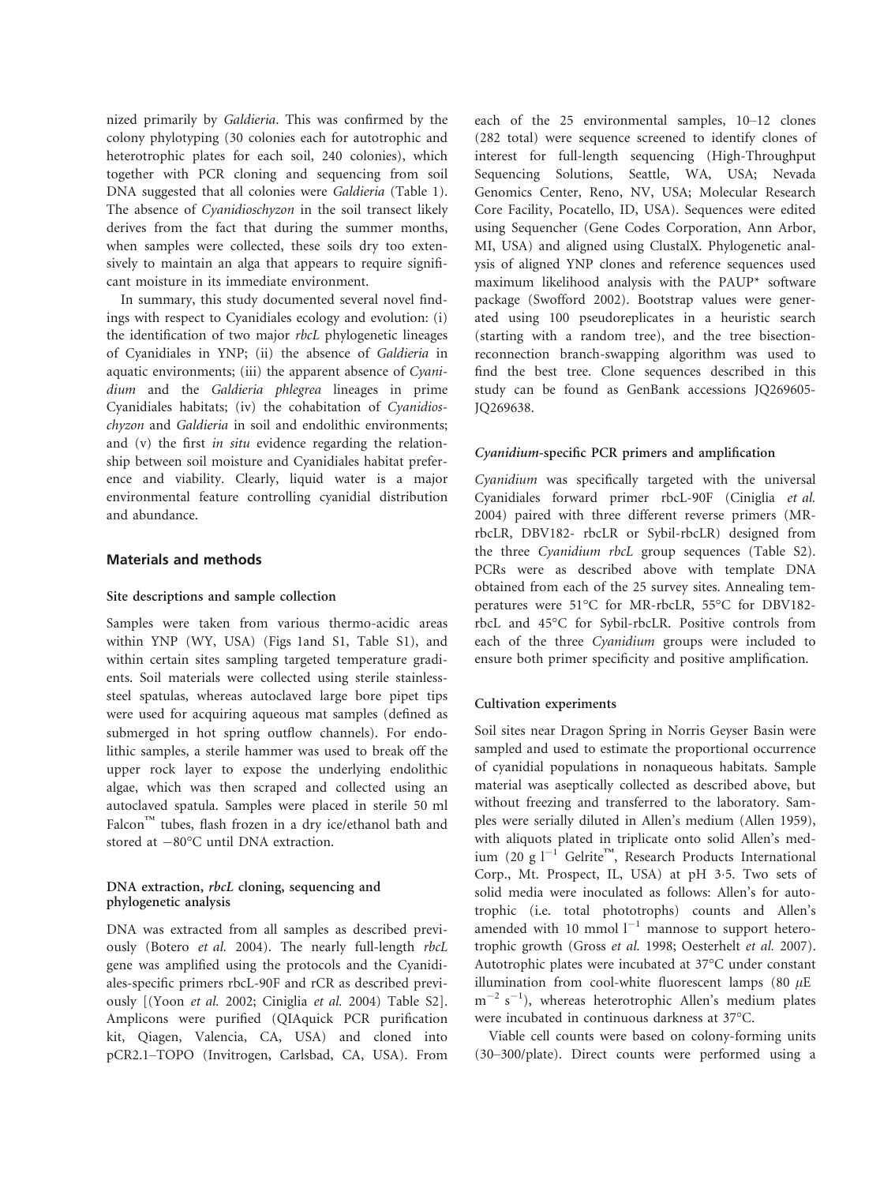nized primarily by *Galdieria*. This was confirmed by the colony phylotyping (30 colonies each for autotrophic and heterotrophic plates for each soil, 240 colonies), which together with PCR cloning and sequencing from soil DNA suggested that all colonies were *Galdieria* (Table 1). The absence of *Cyanidioschyzon* in the soil transect likely derives from the fact that during the summer months, when samples were collected, these soils dry too extensively to maintain an alga that appears to require significant moisture in its immediate environment.

In summary, this study documented several novel findings with respect to Cyanidiales ecology and evolution: (i) the identification of two major *rbcL* phylogenetic lineages of Cyanidiales in YNP; (ii) the absence of *Galdieria* in aquatic environments; (iii) the apparent absence of *Cyanidium* and the *Galdieria phlegrea* lineages in prime Cyanidiales habitats; (iv) the cohabitation of *Cyanidioschyzon* and *Galdieria* in soil and endolithic environments; and (v) the first *in situ* evidence regarding the relationship between soil moisture and Cyanidiales habitat preference and viability. Clearly, liquid water is a major environmental feature controlling cyanidial distribution and abundance.

## Materials and methods

### Site descriptions and sample collection

Samples were taken from various thermo-acidic areas within YNP (WY, USA) (Figs 1and S1, Table S1), and within certain sites sampling targeted temperature gradients. Soil materials were collected using sterile stainless-steel spatulas, whereas autoclaved large bore pipet tips were used for acquiring aqueous mat samples (defined as submerged in hot spring outflow channels). For endolithic samples, a sterile hammer was used to break off the upper rock layer to expose the underlying endolithic algae, which was then scraped and collected using an autoclaved spatula. Samples were placed in sterile 50 ml Falcon™ tubes, flash frozen in a dry ice/ethanol bath and stored at −80°C until DNA extraction.

### DNA extraction, *rbcL* cloning, sequencing and phylogenetic analysis

DNA was extracted from all samples as described previously (Botero *et al.* 2004). The nearly full-length *rbcL* gene was amplified using the protocols and the Cyanidiales-specific primers rbcL-90F and rCR as described previously [(Yoon *et al.* 2002; Ciniglia *et al.* 2004) Table S2]. Amplicons were purified (QIAquick PCR purification kit, Qiagen, Valencia, CA, USA) and cloned into pCR2.1–TOPO (Invitrogen, Carlsbad, CA, USA). From each of the 25 environmental samples, 10–12 clones (282 total) were sequence screened to identify clones of interest for full-length sequencing (High-Throughput Sequencing Solutions, Seattle, WA, USA; Nevada Genomics Center, Reno, NV, USA; Molecular Research Core Facility, Pocatello, ID, USA). Sequences were edited using Sequencher (Gene Codes Corporation, Ann Arbor, MI, USA) and aligned using ClustalX. Phylogenetic analysis of aligned YNP clones and reference sequences used maximum likelihood analysis with the PAUP* software package (Swofford 2002). Bootstrap values were generated using 100 pseudoreplicates in a heuristic search (starting with a random tree), and the tree bisection-reconnection branch-swapping algorithm was used to find the best tree. Clone sequences described in this study can be found as GenBank accessions JQ269605-JQ269638.

### *Cyanidium*-specific PCR primers and amplification

*Cyanidium* was specifically targeted with the universal Cyanidiales forward primer rbcL-90F (Ciniglia *et al.* 2004) paired with three different reverse primers (MR-rbcLR, DBV182- rbcLR or Sybil-rbcLR) designed from the three *Cyanidium rbcL* group sequences (Table S2). PCRs were as described above with template DNA obtained from each of the 25 survey sites. Annealing temperatures were 51°C for MR-rbcLR, 55°C for DBV182-rbcL and 45°C for Sybil-rbcLR. Positive controls from each of the three *Cyanidium* groups were included to ensure both primer specificity and positive amplification.

### Cultivation experiments

Soil sites near Dragon Spring in Norris Geyser Basin were sampled and used to estimate the proportional occurrence of cyanidial populations in nonaqueous habitats. Sample material was aseptically collected as described above, but without freezing and transferred to the laboratory. Samples were serially diluted in Allen's medium (Allen 1959), with aliquots plated in triplicate onto solid Allen's medium (20 g $l^{-1}$ Gelrite™, Research Products International Corp., Mt. Prospect, IL, USA) at pH 3·5. Two sets of solid media were inoculated as follows: Allen's for autotrophic (i.e. total phototrophs) counts and Allen's amended with 10 mmol $l^{-1}$ mannose to support heterotrophic growth (Gross *et al.* 1998; Oesterhelt *et al.* 2007). Autotrophic plates were incubated at 37°C under constant illumination from cool-white fluorescent lamps (80 $\mu$E $m^{-2}$ $s^{-1}$), whereas heterotrophic Allen's medium plates were incubated in continuous darkness at 37°C.

Viable cell counts were based on colony-forming units (30–300/plate). Direct counts were performed using a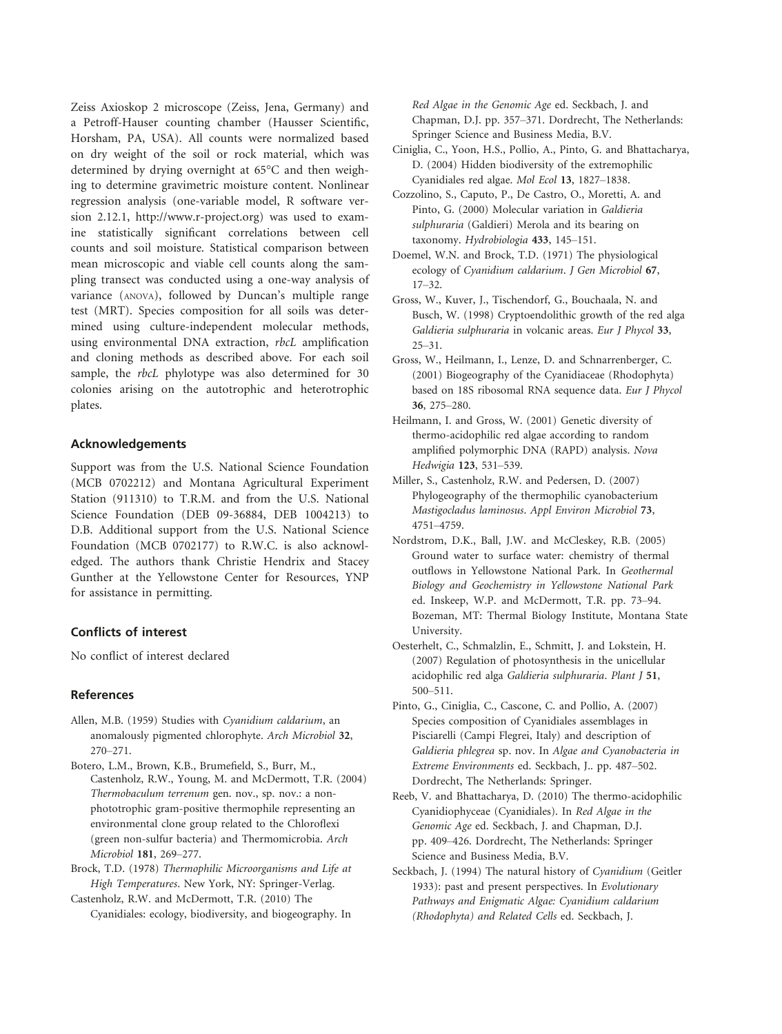Zeiss Axioskop 2 microscope (Zeiss, Jena, Germany) and a Petroff-Hauser counting chamber (Hausser Scientific, Horsham, PA, USA). All counts were normalized based on dry weight of the soil or rock material, which was determined by drying overnight at 65°C and then weighing to determine gravimetric moisture content. Nonlinear regression analysis (one-variable model, R software version 2.12.1, http://www.r-project.org) was used to examine statistically significant correlations between cell counts and soil moisture. Statistical comparison between mean microscopic and viable cell counts along the sampling transect was conducted using a one-way analysis of variance (ANOVA), followed by Duncan's multiple range test (MRT). Species composition for all soils was determined using culture-independent molecular methods, using environmental DNA extraction, *rbcL* amplification and cloning methods as described above. For each soil sample, the *rbcL* phylotype was also determined for 30 colonies arising on the autotrophic and heterotrophic plates.

## Acknowledgements

Support was from the U.S. National Science Foundation (MCB 0702212) and Montana Agricultural Experiment Station (911310) to T.R.M. and from the U.S. National Science Foundation (DEB 09-36884, DEB 1004213) to D.B. Additional support from the U.S. National Science Foundation (MCB 0702177) to R.W.C. is also acknowledged. The authors thank Christie Hendrix and Stacey Gunther at the Yellowstone Center for Resources, YNP for assistance in permitting.

## Conflicts of interest

No conflict of interest declared

## References

Allen, M.B. (1959) Studies with *Cyanidium caldarium*, an anomalously pigmented chlorophyte. *Arch Microbiol* **32**, 270–271.

Botero, L.M., Brown, K.B., Brumefield, S., Burr, M., Castenholz, R.W., Young, M. and McDermott, T.R. (2004) *Thermobaculum terrenum* gen. nov., sp. nov.: a non-phototrophic gram-positive thermophile representing an environmental clone group related to the Chloroflexi (green non-sulfur bacteria) and Thermomicrobia. *Arch Microbiol* **181**, 269–277.

Brock, T.D. (1978) *Thermophilic Microorganisms and Life at High Temperatures*. New York, NY: Springer-Verlag.

Castenholz, R.W. and McDermott, T.R. (2010) The Cyanidiales: ecology, biodiversity, and biogeography. In *Red Algae in the Genomic Age* ed. Seckbach, J. and Chapman, D.J. pp. 357–371. Dordrecht, The Netherlands: Springer Science and Business Media, B.V.

Ciniglia, C., Yoon, H.S., Pollio, A., Pinto, G. and Bhattacharya, D. (2004) Hidden biodiversity of the extremophilic Cyanidiales red algae. *Mol Ecol* **13**, 1827–1838.

Cozzolino, S., Caputo, P., De Castro, O., Moretti, A. and Pinto, G. (2000) Molecular variation in *Galdieria sulphuraria* (Galdieri) Merola and its bearing on taxonomy. *Hydrobiologia* **433**, 145–151.

Doemel, W.N. and Brock, T.D. (1971) The physiological ecology of *Cyanidium caldarium*. *J Gen Microbiol* **67**, 17–32.

Gross, W., Kuver, J., Tischendorf, G., Bouchaala, N. and Busch, W. (1998) Cryptoendolithic growth of the red alga *Galdieria sulphuraria* in volcanic areas. *Eur J Phycol* **33**, 25–31.

Gross, W., Heilmann, I., Lenze, D. and Schnarrenberger, C. (2001) Biogeography of the Cyanidiaceae (Rhodophyta) based on 18S ribosomal RNA sequence data. *Eur J Phycol* **36**, 275–280.

Heilmann, I. and Gross, W. (2001) Genetic diversity of thermo-acidophilic red algae according to random amplified polymorphic DNA (RAPD) analysis. *Nova Hedwigia* **123**, 531–539.

Miller, S., Castenholz, R.W. and Pedersen, D. (2007) Phylogeography of the thermophilic cyanobacterium *Mastigocladus laminosus*. *Appl Environ Microbiol* **73**, 4751–4759.

Nordstrom, D.K., Ball, J.W. and McCleskey, R.B. (2005) Ground water to surface water: chemistry of thermal outflows in Yellowstone National Park. In *Geothermal Biology and Geochemistry in Yellowstone National Park* ed. Inskeep, W.P. and McDermott, T.R. pp. 73–94. Bozeman, MT: Thermal Biology Institute, Montana State University.

Oesterhelt, C., Schmalzlin, E., Schmitt, J. and Lokstein, H. (2007) Regulation of photosynthesis in the unicellular acidophilic red alga *Galdieria sulphuraria*. *Plant J* **51**, 500–511.

Pinto, G., Ciniglia, C., Cascone, C. and Pollio, A. (2007) Species composition of Cyanidiales assemblages in Pisciarelli (Campi Flegrei, Italy) and description of *Galdieria phlegrea* sp. nov. In *Algae and Cyanobacteria in Extreme Environments* ed. Seckbach, J.. pp. 487–502. Dordrecht, The Netherlands: Springer.

Reeb, V. and Bhattacharya, D. (2010) The thermo-acidophilic Cyanidiophyceae (Cyanidiales). In *Red Algae in the Genomic Age* ed. Seckbach, J. and Chapman, D.J. pp. 409–426. Dordrecht, The Netherlands: Springer Science and Business Media, B.V.

Seckbach, J. (1994) The natural history of *Cyanidium* (Geitler 1933): past and present perspectives. In *Evolutionary Pathways and Enigmatic Algae: Cyanidium caldarium (Rhodophyta) and Related Cells* ed. Seckbach, J.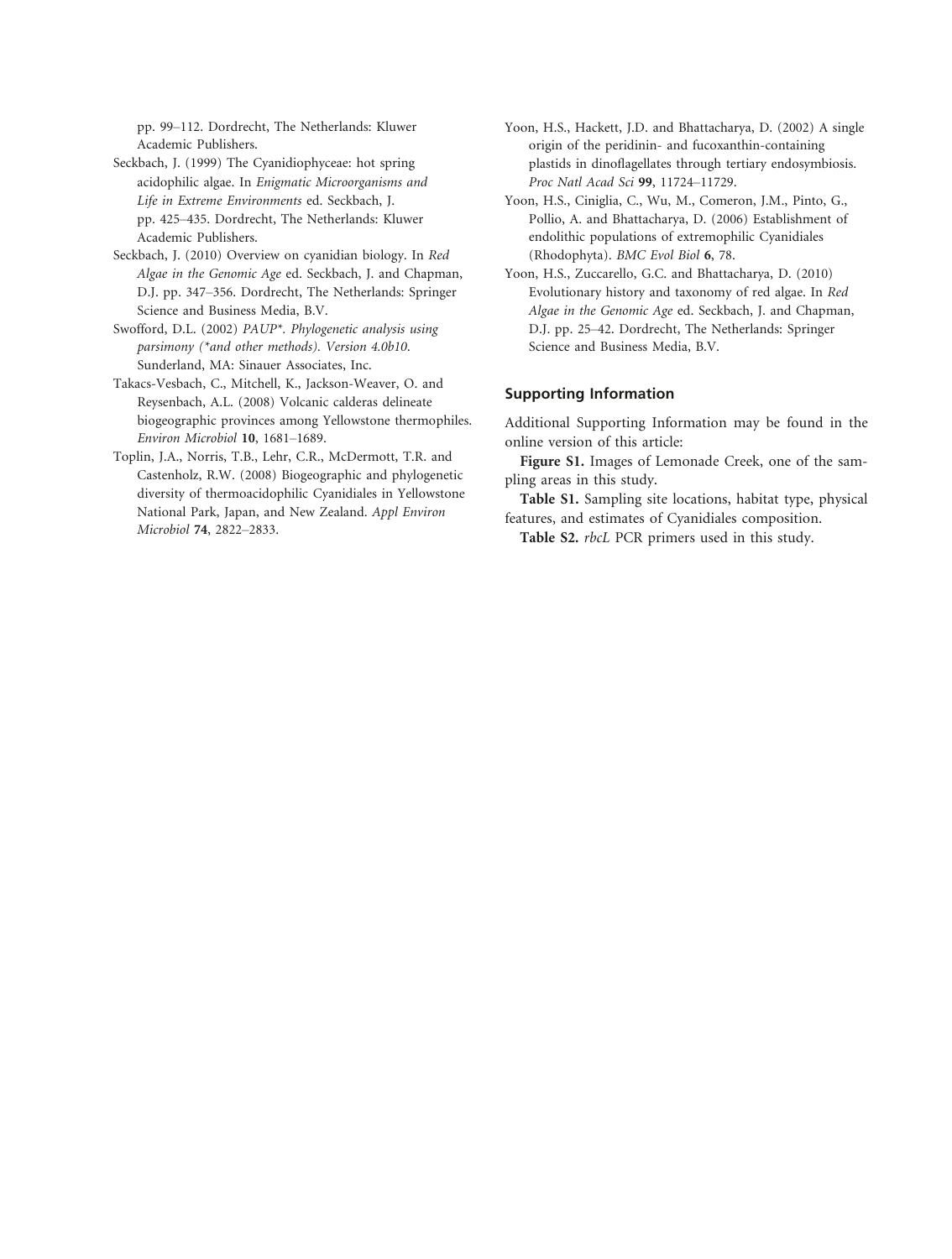pp. 99–112. Dordrecht, The Netherlands: Kluwer Academic Publishers.

Seckbach, J. (1999) The Cyanidiophyceae: hot spring acidophilic algae. In *Enigmatic Microorganisms and Life in Extreme Environments* ed. Seckbach, J. pp. 425–435. Dordrecht, The Netherlands: Kluwer Academic Publishers.

Seckbach, J. (2010) Overview on cyanidian biology. In *Red Algae in the Genomic Age* ed. Seckbach, J. and Chapman, D.J. pp. 347–356. Dordrecht, The Netherlands: Springer Science and Business Media, B.V.

Swofford, D.L. (2002) *PAUP*. Phylogenetic analysis using parsimony (*and other methods). Version 4.0b10.* Sunderland, MA: Sinauer Associates, Inc.

Takacs-Vesbach, C., Mitchell, K., Jackson-Weaver, O. and Reysenbach, A.L. (2008) Volcanic calderas delineate biogeographic provinces among Yellowstone thermophiles. *Environ Microbiol* **10**, 1681–1689.

Toplin, J.A., Norris, T.B., Lehr, C.R., McDermott, T.R. and Castenholz, R.W. (2008) Biogeographic and phylogenetic diversity of thermoacidophilic Cyanidiales in Yellowstone National Park, Japan, and New Zealand. *Appl Environ Microbiol* **74**, 2822–2833.

Yoon, H.S., Hackett, J.D. and Bhattacharya, D. (2002) A single origin of the peridinin- and fucoxanthin-containing plastids in dinoflagellates through tertiary endosymbiosis. *Proc Natl Acad Sci* **99**, 11724–11729.

Yoon, H.S., Ciniglia, C., Wu, M., Comeron, J.M., Pinto, G., Pollio, A. and Bhattacharya, D. (2006) Establishment of endolithic populations of extremophilic Cyanidiales (Rhodophyta). *BMC Evol Biol* **6**, 78.

Yoon, H.S., Zuccarello, G.C. and Bhattacharya, D. (2010) Evolutionary history and taxonomy of red algae. In *Red Algae in the Genomic Age* ed. Seckbach, J. and Chapman, D.J. pp. 25–42. Dordrecht, The Netherlands: Springer Science and Business Media, B.V.

## Supporting Information

Additional Supporting Information may be found in the online version of this article:

**Figure S1.** Images of Lemonade Creek, one of the sampling areas in this study.

**Table S1.** Sampling site locations, habitat type, physical features, and estimates of Cyanidiales composition.

**Table S2.** *rbcL* PCR primers used in this study.